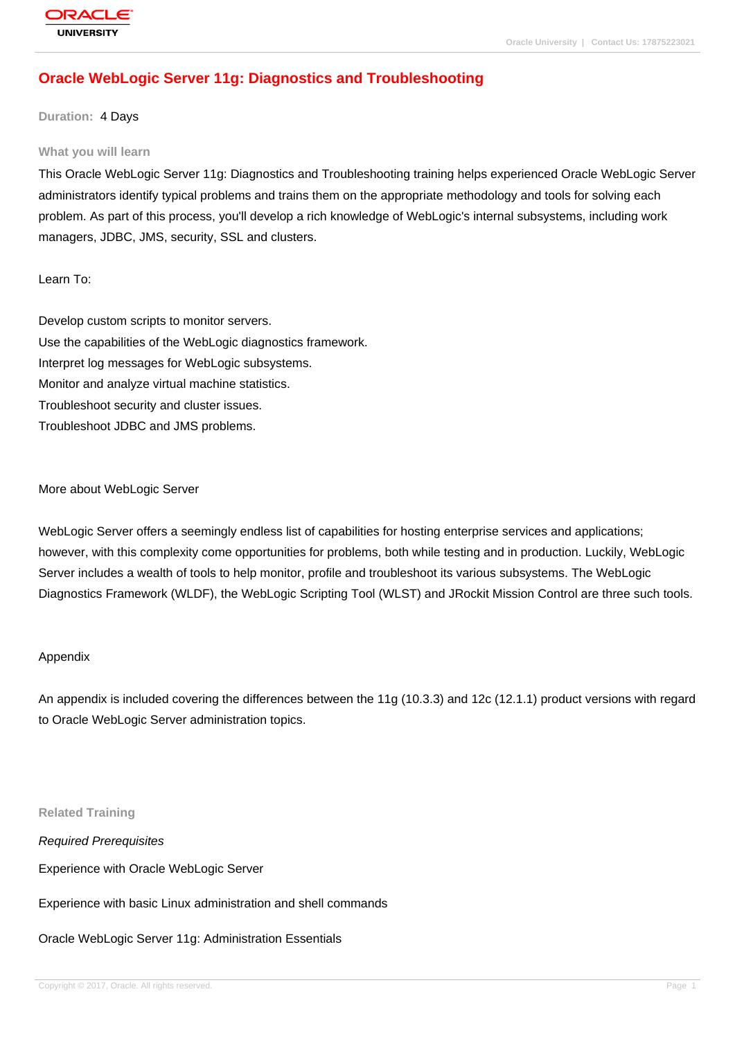# Oracle WebLogic Server 11g: Diagnostics and Troubleshooting

**Duration:** 4 Days

### What you will learn

This Oracle WebLogic Server 11g: Diagnostics and Troubleshooting training helps experienced Oracle WebLogic Server administrators identify typical problems and trains them on the appropriate methodology and tools for solving each problem. As part of this process, you'll develop a rich knowledge of WebLogic's internal subsystems, including work managers, JDBC, JMS, security, SSL and clusters.

Learn To:

Develop custom scripts to monitor servers.
Use the capabilities of the WebLogic diagnostics framework.
Interpret log messages for WebLogic subsystems.
Monitor and analyze virtual machine statistics.
Troubleshoot security and cluster issues.
Troubleshoot JDBC and JMS problems.

More about WebLogic Server

WebLogic Server offers a seemingly endless list of capabilities for hosting enterprise services and applications; however, with this complexity come opportunities for problems, both while testing and in production. Luckily, WebLogic Server includes a wealth of tools to help monitor, profile and troubleshoot its various subsystems. The WebLogic Diagnostics Framework (WLDF), the WebLogic Scripting Tool (WLST) and JRockit Mission Control are three such tools.

Appendix

An appendix is included covering the differences between the 11g (10.3.3) and 12c (12.1.1) product versions with regard to Oracle WebLogic Server administration topics.

### Related Training

*Required Prerequisites*

Experience with Oracle WebLogic Server

Experience with basic Linux administration and shell commands

Oracle WebLogic Server 11g: Administration Essentials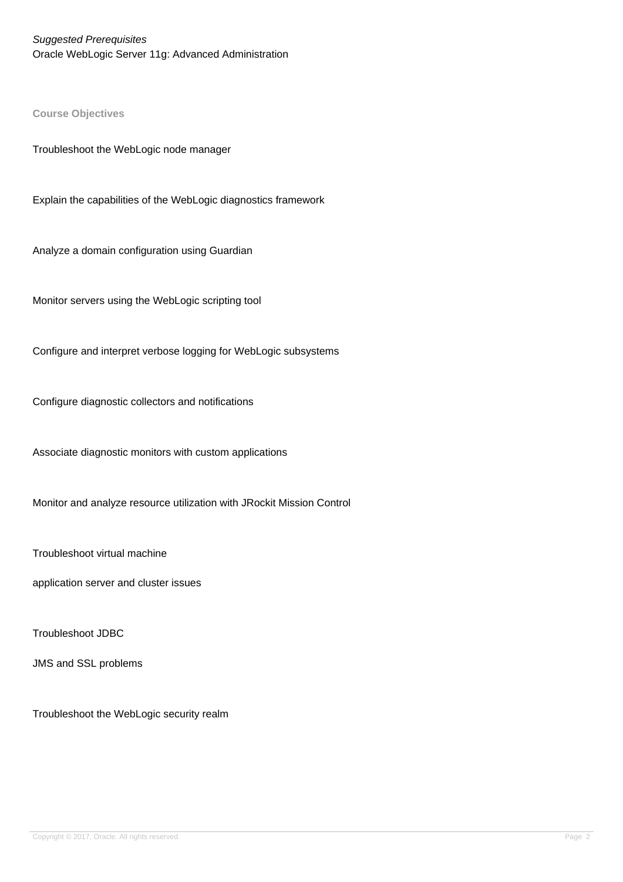*Suggested Prerequisites*

Oracle WebLogic Server 11g: Advanced Administration

**Course Objectives**

Troubleshoot the WebLogic node manager

Explain the capabilities of the WebLogic diagnostics framework

Analyze a domain configuration using Guardian

Monitor servers using the WebLogic scripting tool

Configure and interpret verbose logging for WebLogic subsystems

Configure diagnostic collectors and notifications

Associate diagnostic monitors with custom applications

Monitor and analyze resource utilization with JRockit Mission Control

Troubleshoot virtual machine

application server and cluster issues

Troubleshoot JDBC

JMS and SSL problems

Troubleshoot the WebLogic security realm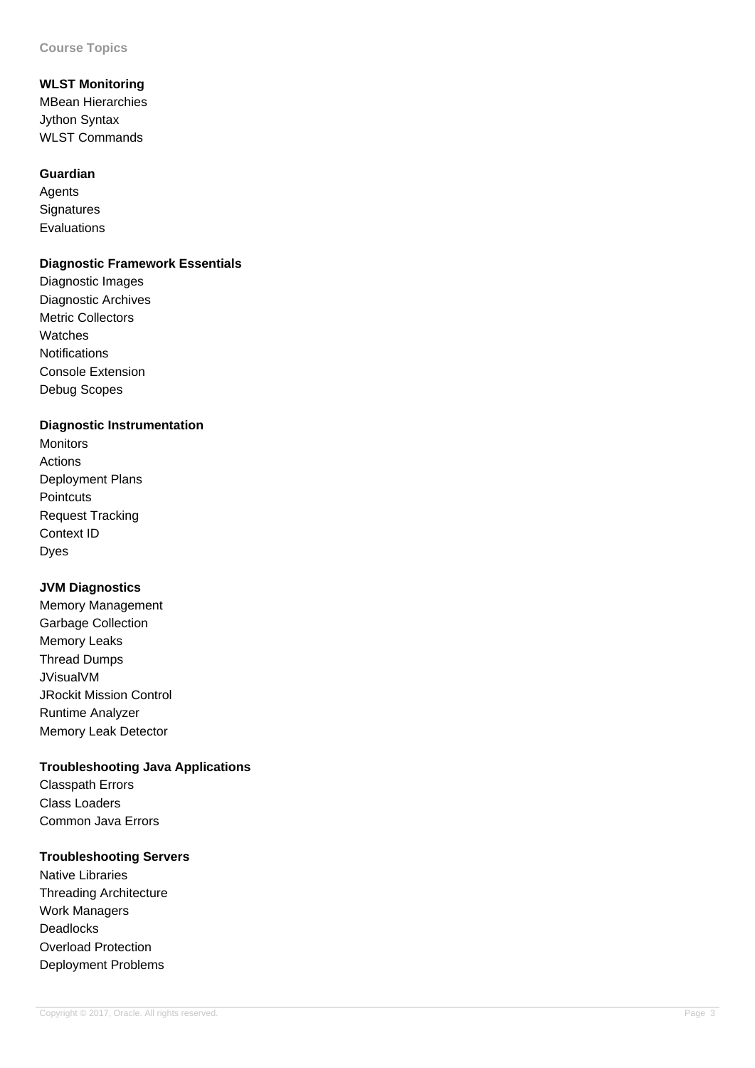**Course Topics**

**WLST Monitoring**

MBean Hierarchies
Jython Syntax
WLST Commands

**Guardian**

Agents
Signatures
Evaluations

**Diagnostic Framework Essentials**

Diagnostic Images
Diagnostic Archives
Metric Collectors
Watches
Notifications
Console Extension
Debug Scopes

**Diagnostic Instrumentation**

Monitors
Actions
Deployment Plans
Pointcuts
Request Tracking
Context ID
Dyes

**JVM Diagnostics**

Memory Management
Garbage Collection
Memory Leaks
Thread Dumps
JVisualVM
JRockit Mission Control
Runtime Analyzer
Memory Leak Detector

**Troubleshooting Java Applications**

Classpath Errors
Class Loaders
Common Java Errors

**Troubleshooting Servers**

Native Libraries
Threading Architecture
Work Managers
Deadlocks
Overload Protection
Deployment Problems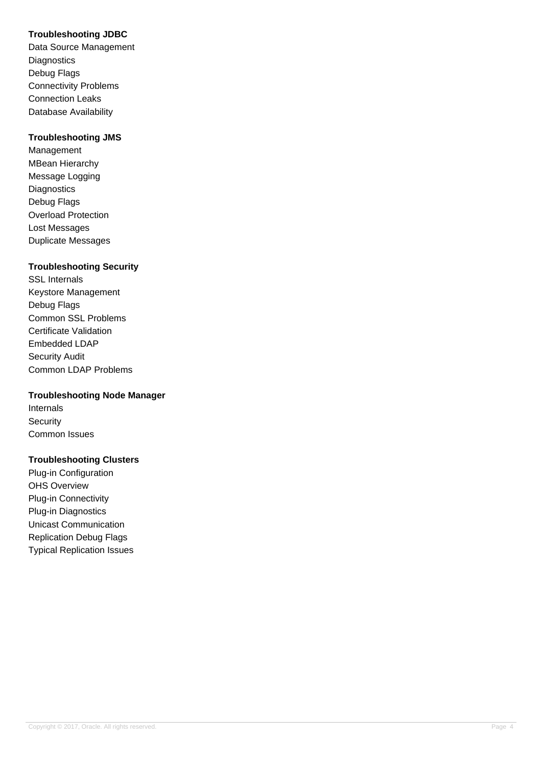**Troubleshooting JDBC**

Data Source Management
Diagnostics
Debug Flags
Connectivity Problems
Connection Leaks
Database Availability

**Troubleshooting JMS**

Management
MBean Hierarchy
Message Logging
Diagnostics
Debug Flags
Overload Protection
Lost Messages
Duplicate Messages

**Troubleshooting Security**

SSL Internals
Keystore Management
Debug Flags
Common SSL Problems
Certificate Validation
Embedded LDAP
Security Audit
Common LDAP Problems

**Troubleshooting Node Manager**

Internals
Security
Common Issues

**Troubleshooting Clusters**

Plug-in Configuration
OHS Overview
Plug-in Connectivity
Plug-in Diagnostics
Unicast Communication
Replication Debug Flags
Typical Replication Issues